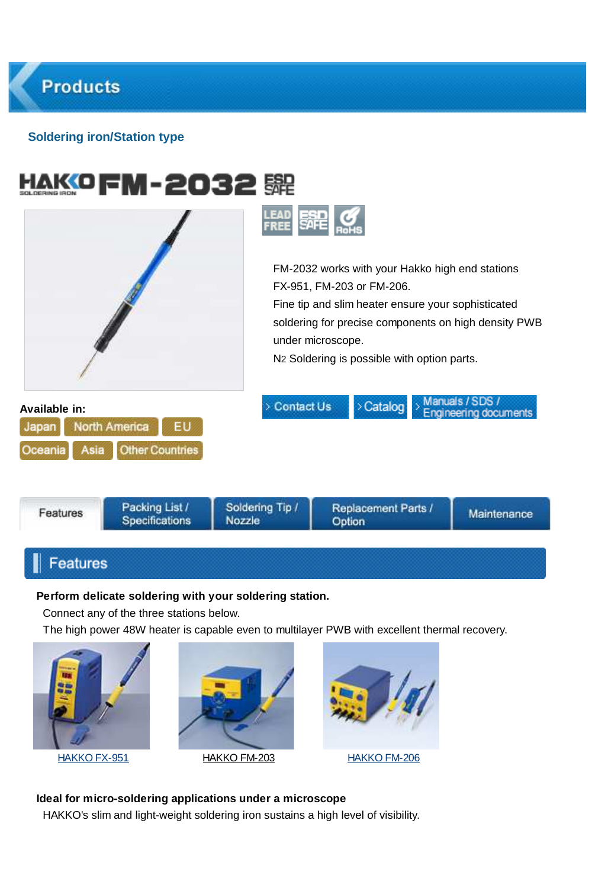# Products

## Soldering iron/Station type

# HAKKO FM-2032 ESD SAFE

LEAD FREE | ESD SAFE | RoHS

FM-2032 works with your Hakko high end stations FX-951, FM-203 or FM-206.
Fine tip and slim heater ensure your sophisticated soldering for precise components on high density PWB under microscope.
$N_2$ Soldering is possible with option parts.

**Available in:**
Japan | North America | EU | Oceania | Asia | Other Countries

Contact Us | Catalog | Manuals / SDS / Engineering documents

Features | Packing List / Specifications | Soldering Tip / Nozzle | Replacement Parts / Option | Maintenance

## Features

**Perform delicate soldering with your soldering station.**

Connect any of the three stations below.
The high power 48W heater is capable even to multilayer PWB with excellent thermal recovery.

HAKKO FX-951

HAKKO FM-203

HAKKO FM-206

**Ideal for micro-soldering applications under a microscope**

HAKKO's slim and light-weight soldering iron sustains a high level of visibility.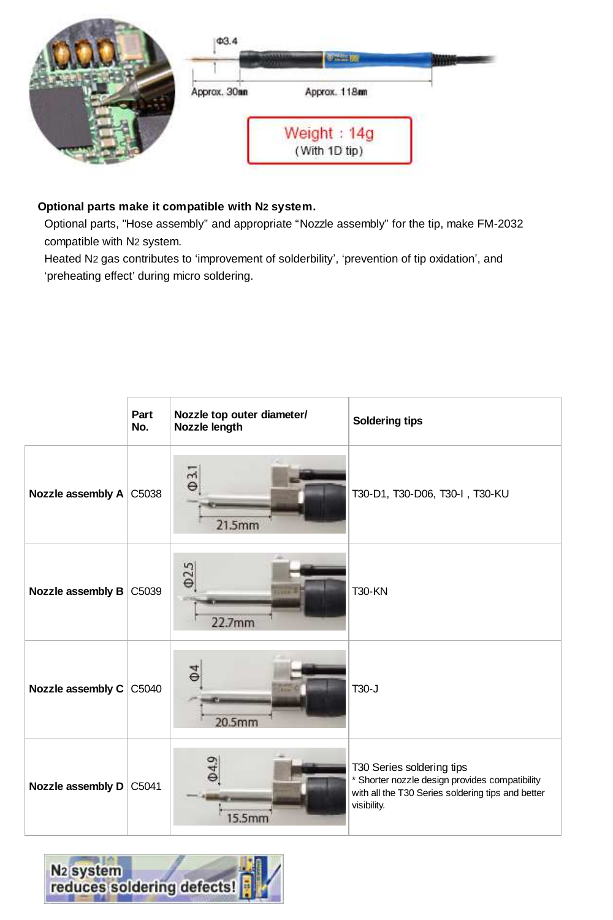Φ3.4

Approx. 30mm　　Approx. 118mm

Weight : 14g
(With 1D tip)

**Optional parts make it compatible with $N_2$ system.**

Optional parts, "Hose assembly" and appropriate "Nozzle assembly" for the tip, make FM-2032 compatible with $N_2$ system.

Heated $N_2$ gas contributes to 'improvement of solderbility', 'prevention of tip oxidation', and 'preheating effect' during micro soldering.

| | Part No. | Nozzle top outer diameter/ Nozzle length | Soldering tips |
|---|---|---|---|
| **Nozzle assembly A** | C5038 | Φ3.1 / 21.5mm | T30-D1, T30-D06, T30-I , T30-KU |
| **Nozzle assembly B** | C5039 | Φ2.5 / 22.7mm | T30-KN |
| **Nozzle assembly C** | C5040 | Φ4 / 20.5mm | T30-J |
| **Nozzle assembly D** | C5041 | Φ4.9 / 15.5mm | T30 Series soldering tips<br>* Shorter nozzle design provides compatibility with all the T30 Series soldering tips and better visibility. |

$N_2$ system reduces soldering defects!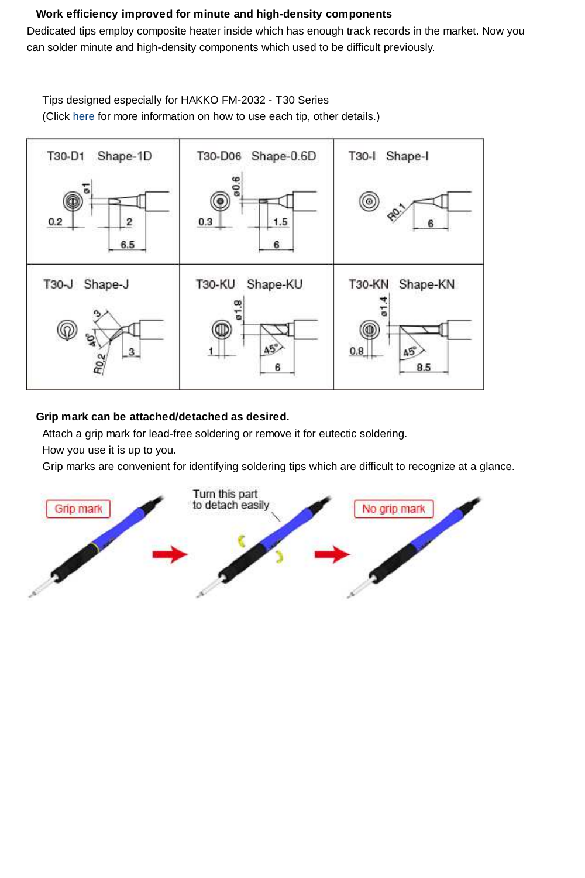**Work efficiency improved for minute and high-density components**

Dedicated tips employ composite heater inside which has enough track records in the market. Now you can solder minute and high-density components which used to be difficult previously.

Tips designed especially for HAKKO FM-2032 - T30 Series
(Click here for more information on how to use each tip, other details.)

| | | |
|---|---|---|
| T30-D1 Shape-1D | T30-D06 Shape-0.6D | T30-I Shape-I |
| T30-J Shape-J | T30-KU Shape-KU | T30-KN Shape-KN |

**Grip mark can be attached/detached as desired.**

Attach a grip mark for lead-free soldering or remove it for eutectic soldering.
How you use it is up to you.
Grip marks are convenient for identifying soldering tips which are difficult to recognize at a glance.

Grip mark

Turn this part
to detach easily

No grip mark